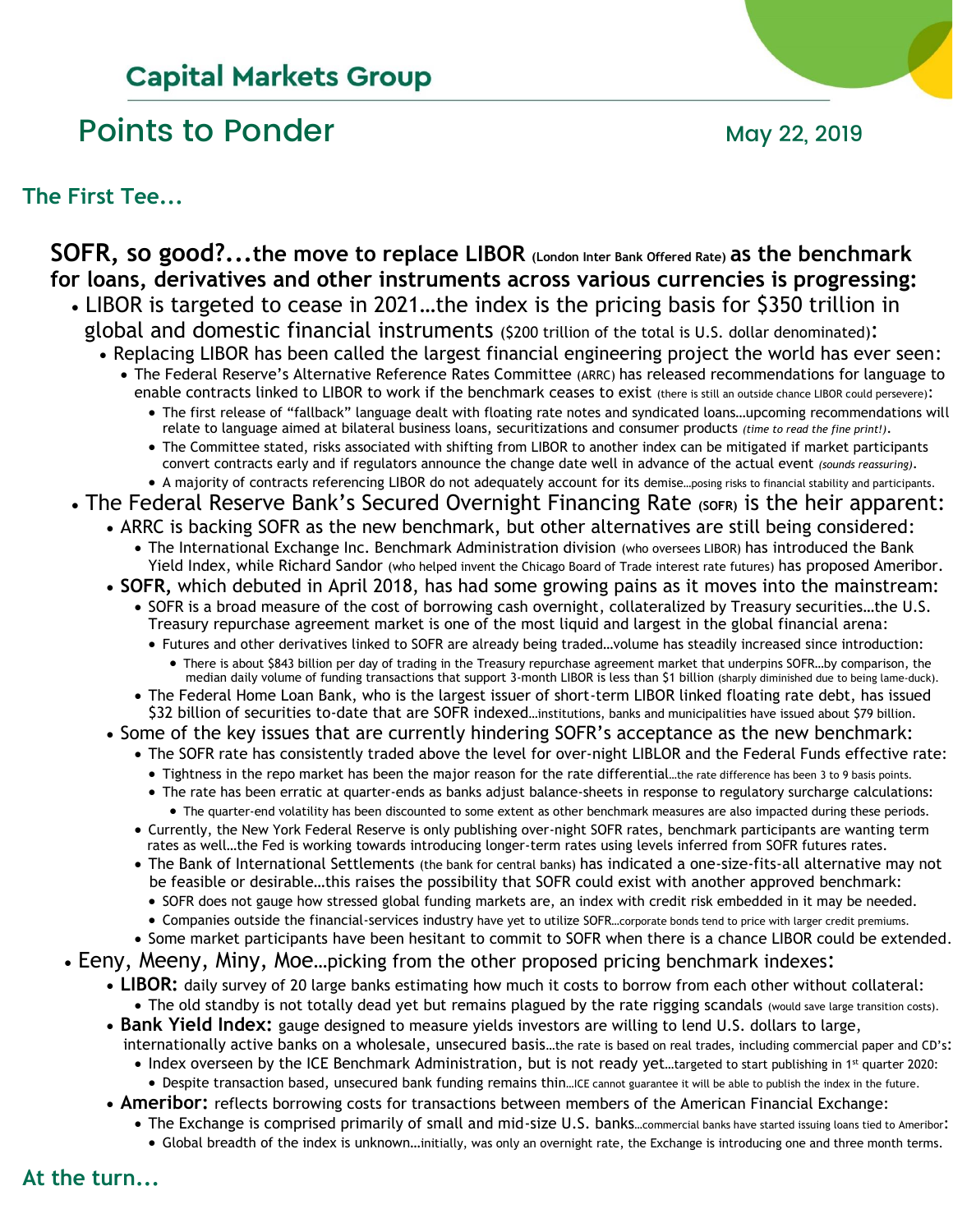## Capital Markets Group

# Points to Ponder

May 22, 2019

### The First Tee...

**SOFR, so good?...the move to replace LIBOR (London Inter Bank Offered Rate) as the benchmark for loans, derivatives and other instruments across various currencies is progressing:**

- LIBOR is targeted to cease in 2021…the index is the pricing basis for $350 trillion in global and domestic financial instruments ($200 trillion of the total is U.S. dollar denominated):
  - Replacing LIBOR has been called the largest financial engineering project the world has ever seen:
    - The Federal Reserve's Alternative Reference Rates Committee (ARRC) has released recommendations for language to enable contracts linked to LIBOR to work if the benchmark ceases to exist (there is still an outside chance LIBOR could persevere):
      - The first release of "fallback" language dealt with floating rate notes and syndicated loans…upcoming recommendations will relate to language aimed at bilateral business loans, securitizations and consumer products *(time to read the fine print!)*.
      - The Committee stated, risks associated with shifting from LIBOR to another index can be mitigated if market participants convert contracts early and if regulators announce the change date well in advance of the actual event *(sounds reassuring)*.
      - A majority of contracts referencing LIBOR do not adequately account for its demise…posing risks to financial stability and participants.
- The Federal Reserve Bank's Secured Overnight Financing Rate (SOFR) is the heir apparent:
  - ARRC is backing SOFR as the new benchmark, but other alternatives are still being considered:
    - The International Exchange Inc. Benchmark Administration division (who oversees LIBOR) has introduced the Bank Yield Index, while Richard Sandor (who helped invent the Chicago Board of Trade interest rate futures) has proposed Ameribor.
  - **SOFR,** which debuted in April 2018, has had some growing pains as it moves into the mainstream:
    - SOFR is a broad measure of the cost of borrowing cash overnight, collateralized by Treasury securities…the U.S. Treasury repurchase agreement market is one of the most liquid and largest in the global financial arena:
      - Futures and other derivatives linked to SOFR are already being traded…volume has steadily increased since introduction:
        - There is about $843 billion per day of trading in the Treasury repurchase agreement market that underpins SOFR…by comparison, the median daily volume of funding transactions that support 3-month LIBOR is less than $1 billion (sharply diminished due to being lame-duck).
    - The Federal Home Loan Bank, who is the largest issuer of short-term LIBOR linked floating rate debt, has issued $32 billion of securities to-date that are SOFR indexed…institutions, banks and municipalities have issued about $79 billion.
  - Some of the key issues that are currently hindering SOFR's acceptance as the new benchmark:
    - The SOFR rate has consistently traded above the level for over-night LIBLOR and the Federal Funds effective rate:
      - Tightness in the repo market has been the major reason for the rate differential…the rate difference has been 3 to 9 basis points.
      - The rate has been erratic at quarter-ends as banks adjust balance-sheets in response to regulatory surcharge calculations:
        - The quarter-end volatility has been discounted to some extent as other benchmark measures are also impacted during these periods.
    - Currently, the New York Federal Reserve is only publishing over-night SOFR rates, benchmark participants are wanting term rates as well…the Fed is working towards introducing longer-term rates using levels inferred from SOFR futures rates.
    - The Bank of International Settlements (the bank for central banks) has indicated a one-size-fits-all alternative may not be feasible or desirable…this raises the possibility that SOFR could exist with another approved benchmark:
      - SOFR does not gauge how stressed global funding markets are, an index with credit risk embedded in it may be needed.
      - Companies outside the financial-services industry have yet to utilize SOFR…corporate bonds tend to price with larger credit premiums.
    - Some market participants have been hesitant to commit to SOFR when there is a chance LIBOR could be extended.
- Eeny, Meeny, Miny, Moe…picking from the other proposed pricing benchmark indexes:
  - **LIBOR:** daily survey of 20 large banks estimating how much it costs to borrow from each other without collateral:
    - The old standby is not totally dead yet but remains plagued by the rate rigging scandals (would save large transition costs).
  - **Bank Yield Index:** gauge designed to measure yields investors are willing to lend U.S. dollars to large, internationally active banks on a wholesale, unsecured basis…the rate is based on real trades, including commercial paper and CD's:
    - Index overseen by the ICE Benchmark Administration, but is not ready yet…targeted to start publishing in 1st quarter 2020:
      - Despite transaction based, unsecured bank funding remains thin…ICE cannot guarantee it will be able to publish the index in the future.
  - **Ameribor:** reflects borrowing costs for transactions between members of the American Financial Exchange:
    - The Exchange is comprised primarily of small and mid-size U.S. banks…commercial banks have started issuing loans tied to Ameribor:
      - Global breadth of the index is unknown…initially, was only an overnight rate, the Exchange is introducing one and three month terms.

### At the turn...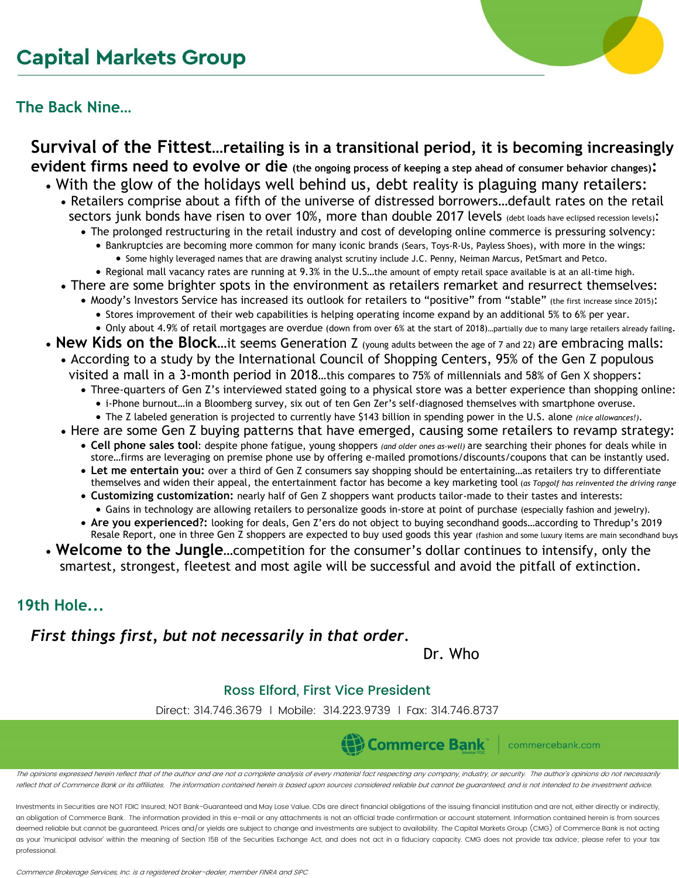# Capital Markets Group

## The Back Nine…

**Survival of the Fittest**…**retailing is in a transitional period, it is becoming increasingly evident firms need to evolve or die** **(the ongoing process of keeping a step ahead of consumer behavior changes):**

- With the glow of the holidays well behind us, debt reality is plaguing many retailers:
  - Retailers comprise about a fifth of the universe of distressed borrowers…default rates on the retail sectors junk bonds have risen to over 10%, more than double 2017 levels (debt loads have eclipsed recession levels):
    - The prolonged restructuring in the retail industry and cost of developing online commerce is pressuring solvency:
      - Bankruptcies are becoming more common for many iconic brands (Sears, Toys-R-Us, Payless Shoes), with more in the wings:
        - Some highly leveraged names that are drawing analyst scrutiny include J.C. Penny, Neiman Marcus, PetSmart and Petco.
      - Regional mall vacancy rates are running at 9.3% in the U.S…the amount of empty retail space available is at an all-time high.
  - There are some brighter spots in the environment as retailers remarket and resurrect themselves:
    - Moody's Investors Service has increased its outlook for retailers to "positive" from "stable" (the first increase since 2015):
      - Stores improvement of their web capabilities is helping operating income expand by an additional 5% to 6% per year.
      - Only about 4.9% of retail mortgages are overdue (down from over 6% at the start of 2018)…partially due to many large retailers already failing.
- **New Kids on the Block**…it seems Generation Z (young adults between the age of 7 and 22) are embracing malls:
  - According to a study by the International Council of Shopping Centers, 95% of the Gen Z populous visited a mall in a 3-month period in 2018…this compares to 75% of millennials and 58% of Gen X shoppers:
    - Three-quarters of Gen Z's interviewed stated going to a physical store was a better experience than shopping online:
      - i-Phone burnout…in a Bloomberg survey, six out of ten Gen Zer's self-diagnosed themselves with smartphone overuse.
      - The Z labeled generation is projected to currently have $143 billion in spending power in the U.S. alone *(nice allowances!)*.
  - Here are some Gen Z buying patterns that have emerged, causing some retailers to revamp strategy:
    - **Cell phone sales tool**: despite phone fatigue, young shoppers *(and older ones as-well)* are searching their phones for deals while in store…firms are leveraging on premise phone use by offering e-mailed promotions/discounts/coupons that can be instantly used.
    - **Let me entertain you:** over a third of Gen Z consumers say shopping should be entertaining…as retailers try to differentiate themselves and widen their appeal, the entertainment factor has become a key marketing tool (*as Topgolf has reinvented the driving range*
    - **Customizing customization:** nearly half of Gen Z shoppers want products tailor-made to their tastes and interests:
      - Gains in technology are allowing retailers to personalize goods in-store at point of purchase (especially fashion and jewelry).
    - **Are you experienced?:** looking for deals, Gen Z'ers do not object to buying secondhand goods…according to Thredup's 2019 Resale Report, one in three Gen Z shoppers are expected to buy used goods this year (fashion and some luxury items are main secondhand buys
- **Welcome to the Jungle**…competition for the consumer's dollar continues to intensify, only the smartest, strongest, fleetest and most agile will be successful and avoid the pitfall of extinction.

## 19th Hole...

***First things first, but not necessarily in that order.***

Dr. Who

**Ross Elford, First Vice President**

Direct: 314.746.3679 | Mobile: 314.223.9739 | Fax: 314.746.8737

Commerce Bank | commercebank.com

*The opinions expressed herein reflect that of the author and are not a complete analysis of every material fact respecting any company, industry, or security. The author's opinions do not necessarily reflect that of Commerce Bank or its affiliates. The information contained herein is based upon sources considered reliable but cannot be guaranteed, and is not intended to be investment advice.*

Investments in Securities are NOT FDIC Insured; NOT Bank-Guaranteed and May Lose Value. CDs are direct financial obligations of the issuing financial institution and are not, either directly or indirectly, an obligation of Commerce Bank. The information provided in this e-mail or any attachments is not an official trade confirmation or account statement. Information contained herein is from sources deemed reliable but cannot be guaranteed. Prices and/or yields are subject to change and investments are subject to availability. The Capital Markets Group (CMG) of Commerce Bank is not acting as your 'municipal advisor' within the meaning of Section 15B of the Securities Exchange Act, and does not act in a fiduciary capacity. CMG does not provide tax advice; please refer to your tax professional.

*Commerce Brokerage Services, Inc. is a registered broker-dealer, member FINRA and SIPC*